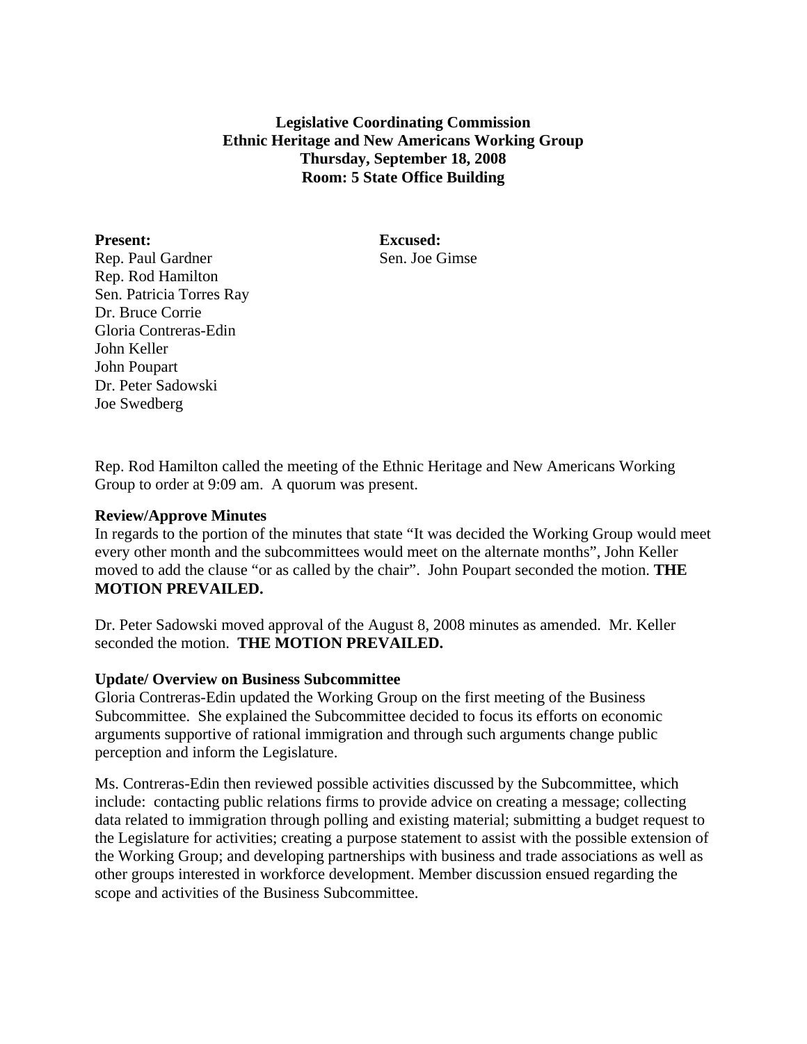**Legislative Coordinating Commission**
**Ethnic Heritage and New Americans Working Group**
**Thursday, September 18, 2008**
**Room: 5 State Office Building**

| **Present:** | **Excused:** |
|---|---|
| Rep. Paul Gardner | Sen. Joe Gimse |
| Rep. Rod Hamilton | |
| Sen. Patricia Torres Ray | |
| Dr. Bruce Corrie | |
| Gloria Contreras-Edin | |
| John Keller | |
| John Poupart | |
| Dr. Peter Sadowski | |
| Joe Swedberg | |

Rep. Rod Hamilton called the meeting of the Ethnic Heritage and New Americans Working Group to order at 9:09 am. A quorum was present.

**Review/Approve Minutes**

In regards to the portion of the minutes that state "It was decided the Working Group would meet every other month and the subcommittees would meet on the alternate months", John Keller moved to add the clause "or as called by the chair". John Poupart seconded the motion. **THE MOTION PREVAILED.**

Dr. Peter Sadowski moved approval of the August 8, 2008 minutes as amended. Mr. Keller seconded the motion. **THE MOTION PREVAILED.**

**Update/ Overview on Business Subcommittee**

Gloria Contreras-Edin updated the Working Group on the first meeting of the Business Subcommittee. She explained the Subcommittee decided to focus its efforts on economic arguments supportive of rational immigration and through such arguments change public perception and inform the Legislature.

Ms. Contreras-Edin then reviewed possible activities discussed by the Subcommittee, which include: contacting public relations firms to provide advice on creating a message; collecting data related to immigration through polling and existing material; submitting a budget request to the Legislature for activities; creating a purpose statement to assist with the possible extension of the Working Group; and developing partnerships with business and trade associations as well as other groups interested in workforce development. Member discussion ensued regarding the scope and activities of the Business Subcommittee.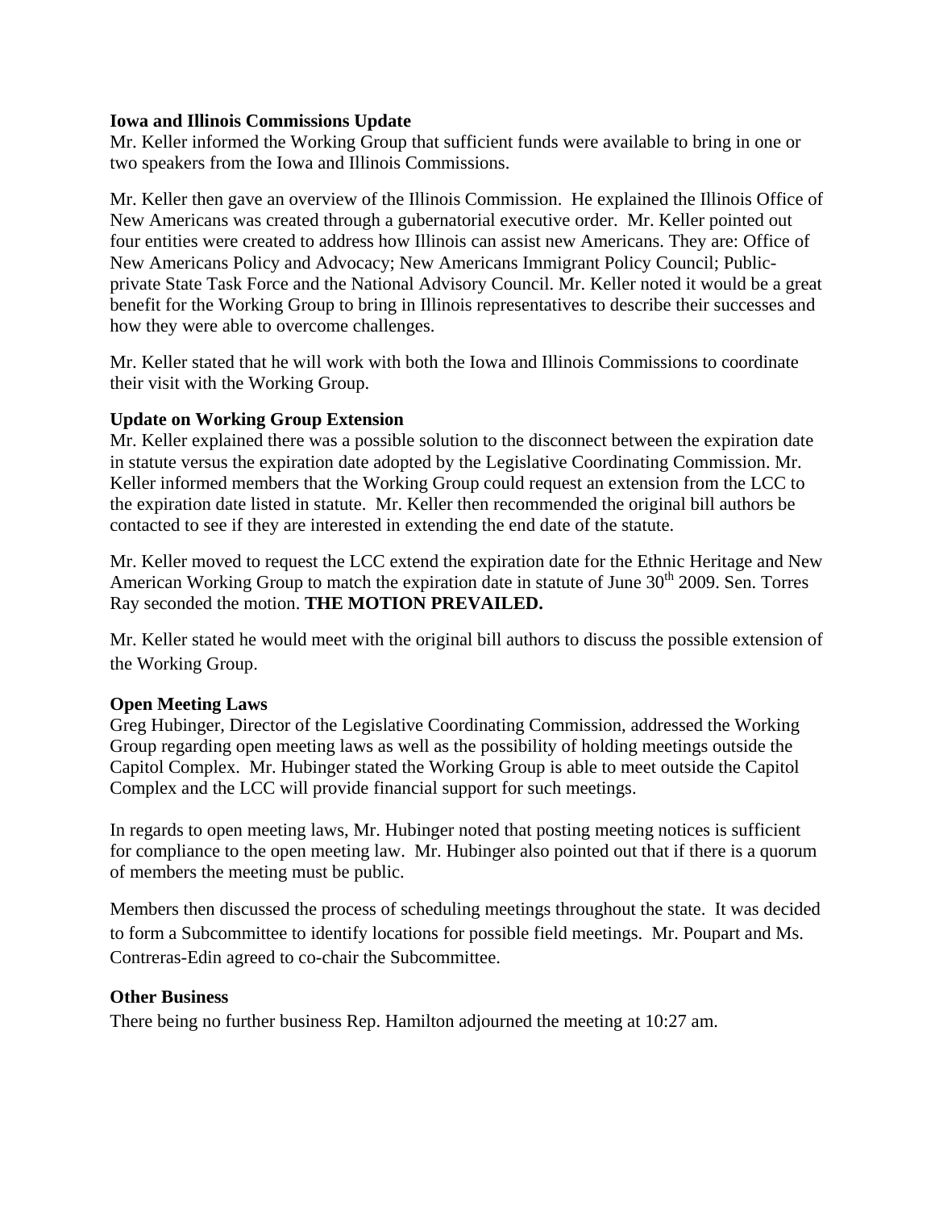**Iowa and Illinois Commissions Update**

Mr. Keller informed the Working Group that sufficient funds were available to bring in one or two speakers from the Iowa and Illinois Commissions.

Mr. Keller then gave an overview of the Illinois Commission. He explained the Illinois Office of New Americans was created through a gubernatorial executive order. Mr. Keller pointed out four entities were created to address how Illinois can assist new Americans. They are: Office of New Americans Policy and Advocacy; New Americans Immigrant Policy Council; Public-private State Task Force and the National Advisory Council. Mr. Keller noted it would be a great benefit for the Working Group to bring in Illinois representatives to describe their successes and how they were able to overcome challenges.

Mr. Keller stated that he will work with both the Iowa and Illinois Commissions to coordinate their visit with the Working Group.

**Update on Working Group Extension**

Mr. Keller explained there was a possible solution to the disconnect between the expiration date in statute versus the expiration date adopted by the Legislative Coordinating Commission. Mr. Keller informed members that the Working Group could request an extension from the LCC to the expiration date listed in statute. Mr. Keller then recommended the original bill authors be contacted to see if they are interested in extending the end date of the statute.

Mr. Keller moved to request the LCC extend the expiration date for the Ethnic Heritage and New American Working Group to match the expiration date in statute of June 30th 2009. Sen. Torres Ray seconded the motion. **THE MOTION PREVAILED.**

Mr. Keller stated he would meet with the original bill authors to discuss the possible extension of the Working Group.

**Open Meeting Laws**

Greg Hubinger, Director of the Legislative Coordinating Commission, addressed the Working Group regarding open meeting laws as well as the possibility of holding meetings outside the Capitol Complex. Mr. Hubinger stated the Working Group is able to meet outside the Capitol Complex and the LCC will provide financial support for such meetings.

In regards to open meeting laws, Mr. Hubinger noted that posting meeting notices is sufficient for compliance to the open meeting law. Mr. Hubinger also pointed out that if there is a quorum of members the meeting must be public.

Members then discussed the process of scheduling meetings throughout the state. It was decided to form a Subcommittee to identify locations for possible field meetings. Mr. Poupart and Ms. Contreras-Edin agreed to co-chair the Subcommittee.

**Other Business**

There being no further business Rep. Hamilton adjourned the meeting at 10:27 am.